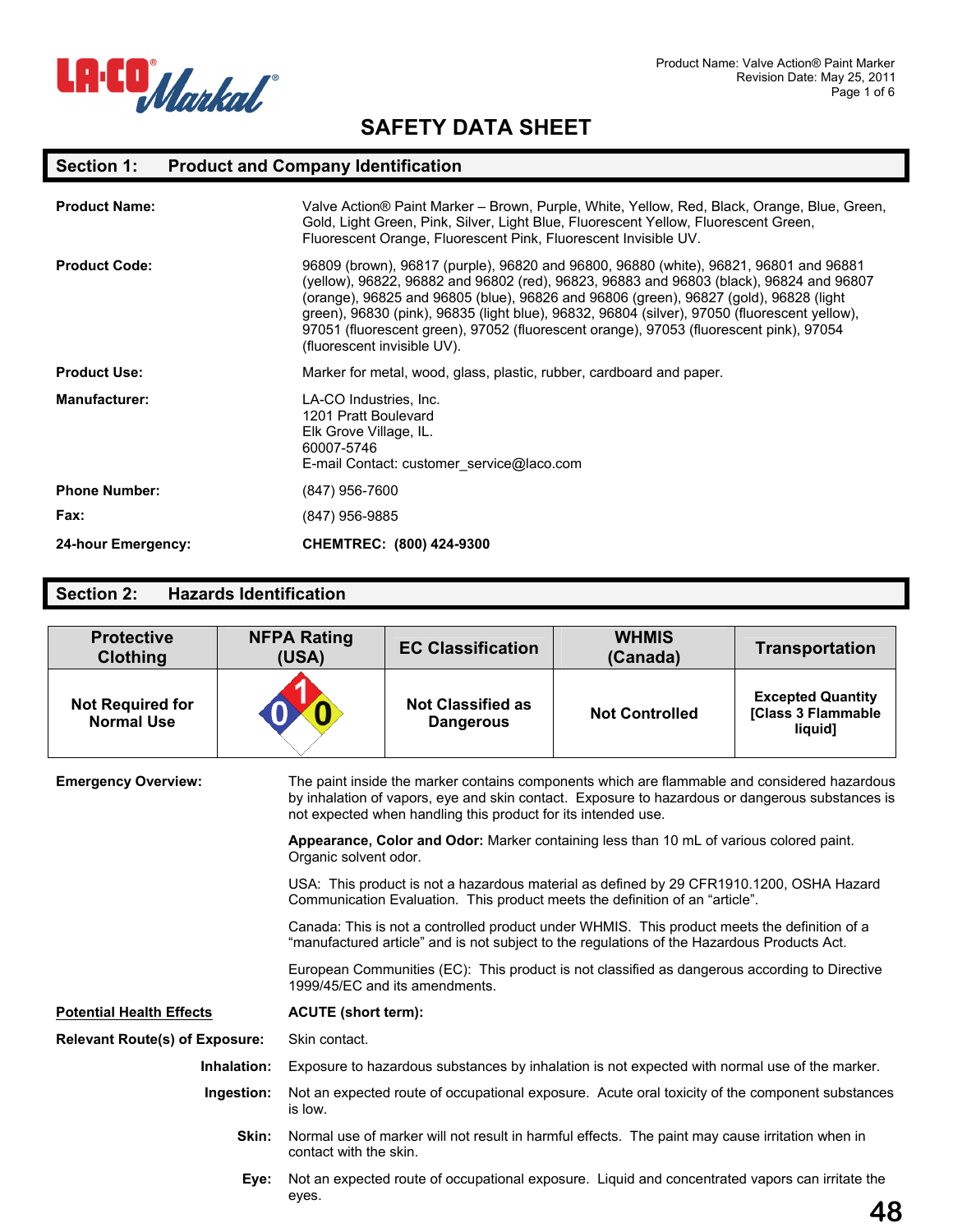# SAFETY DATA SHEET

## Section 1: Product and Company Identification

**Product Name:** Valve Action® Paint Marker – Brown, Purple, White, Yellow, Red, Black, Orange, Blue, Green, Gold, Light Green, Pink, Silver, Light Blue, Fluorescent Yellow, Fluorescent Green, Fluorescent Orange, Fluorescent Pink, Fluorescent Invisible UV.

**Product Code:** 96809 (brown), 96817 (purple), 96820 and 96800, 96880 (white), 96821, 96801 and 96881 (yellow), 96822, 96882 and 96802 (red), 96823, 96883 and 96803 (black), 96824 and 96807 (orange), 96825 and 96805 (blue), 96826 and 96806 (green), 96827 (gold), 96828 (light green), 96830 (pink), 96835 (light blue), 96832, 96804 (silver), 97050 (fluorescent yellow), 97051 (fluorescent green), 97052 (fluorescent orange), 97053 (fluorescent pink), 97054 (fluorescent invisible UV).

**Product Use:** Marker for metal, wood, glass, plastic, rubber, cardboard and paper.

**Manufacturer:** LA-CO Industries, Inc.
1201 Pratt Boulevard
Elk Grove Village, IL.
60007-5746
E-mail Contact: customer_service@laco.com

**Phone Number:** (847) 956-7600

**Fax:** (847) 956-9885

**24-hour Emergency:** **CHEMTREC: (800) 424-9300**

## Section 2: Hazards Identification

| Protective Clothing | NFPA Rating (USA) | EC Classification | WHMIS (Canada) | Transportation |
|---|---|---|---|---|
| Not Required for Normal Use | Health 0, Flammability 1, Reactivity 0 | Not Classified as Dangerous | Not Controlled | Excepted Quantity [Class 3 Flammable liquid] |

**Emergency Overview:** The paint inside the marker contains components which are flammable and considered hazardous by inhalation of vapors, eye and skin contact. Exposure to hazardous or dangerous substances is not expected when handling this product for its intended use.

**Appearance, Color and Odor:** Marker containing less than 10 mL of various colored paint. Organic solvent odor.

USA: This product is not a hazardous material as defined by 29 CFR1910.1200, OSHA Hazard Communication Evaluation. This product meets the definition of an "article".

Canada: This is not a controlled product under WHMIS. This product meets the definition of a "manufactured article" and is not subject to the regulations of the Hazardous Products Act.

European Communities (EC): This product is not classified as dangerous according to Directive 1999/45/EC and its amendments.

**Potential Health Effects** — **ACUTE (short term):**

**Relevant Route(s) of Exposure:** Skin contact.

**Inhalation:** Exposure to hazardous substances by inhalation is not expected with normal use of the marker.

**Ingestion:** Not an expected route of occupational exposure. Acute oral toxicity of the component substances is low.

**Skin:** Normal use of marker will not result in harmful effects. The paint may cause irritation when in contact with the skin.

**Eye:** Not an expected route of occupational exposure. Liquid and concentrated vapors can irritate the eyes.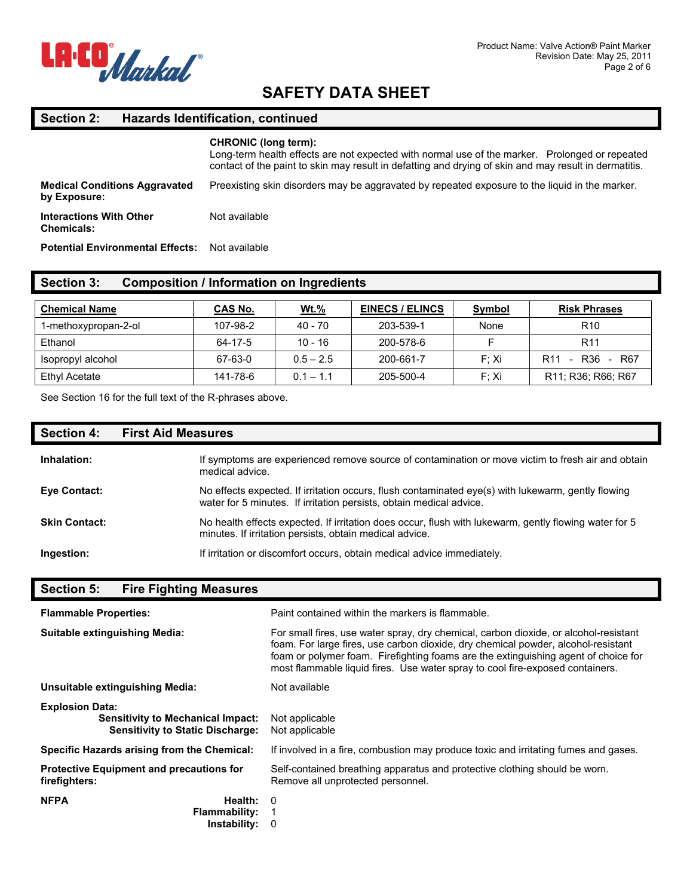# SAFETY DATA SHEET

## Section 2: Hazards Identification, continued

**CHRONIC (long term):**
Long-term health effects are not expected with normal use of the marker. Prolonged or repeated contact of the paint to skin may result in defatting and drying of skin and may result in dermatitis.

**Medical Conditions Aggravated by Exposure:** Preexisting skin disorders may be aggravated by repeated exposure to the liquid in the marker.

**Interactions With Other Chemicals:** Not available

**Potential Environmental Effects:** Not available

## Section 3: Composition / Information on Ingredients

| Chemical Name | CAS No. | Wt.% | EINECS / ELINCS | Symbol | Risk Phrases |
|---|---|---|---|---|---|
| 1-methoxypropan-2-ol | 107-98-2 | 40 - 70 | 203-539-1 | None | R10 |
| Ethanol | 64-17-5 | 10 - 16 | 200-578-6 | F | R11 |
| Isopropyl alcohol | 67-63-0 | 0.5 – 2.5 | 200-661-7 | F; Xi | R11 - R36 - R67 |
| Ethyl Acetate | 141-78-6 | 0.1 – 1.1 | 205-500-4 | F; Xi | R11; R36; R66; R67 |

See Section 16 for the full text of the R-phrases above.

## Section 4: First Aid Measures

**Inhalation:** If symptoms are experienced remove source of contamination or move victim to fresh air and obtain medical advice.

**Eye Contact:** No effects expected. If irritation occurs, flush contaminated eye(s) with lukewarm, gently flowing water for 5 minutes. If irritation persists, obtain medical advice.

**Skin Contact:** No health effects expected. If irritation does occur, flush with lukewarm, gently flowing water for 5 minutes. If irritation persists, obtain medical advice.

**Ingestion:** If irritation or discomfort occurs, obtain medical advice immediately.

## Section 5: Fire Fighting Measures

**Flammable Properties:** Paint contained within the markers is flammable.

**Suitable extinguishing Media:** For small fires, use water spray, dry chemical, carbon dioxide, or alcohol-resistant foam. For large fires, use carbon dioxide, dry chemical powder, alcohol-resistant foam or polymer foam. Firefighting foams are the extinguishing agent of choice for most flammable liquid fires. Use water spray to cool fire-exposed containers.

**Unsuitable extinguishing Media:** Not available

**Explosion Data:**
- **Sensitivity to Mechanical Impact:** Not applicable
- **Sensitivity to Static Discharge:** Not applicable

**Specific Hazards arising from the Chemical:** If involved in a fire, combustion may produce toxic and irritating fumes and gases.

**Protective Equipment and precautions for firefighters:** Self-contained breathing apparatus and protective clothing should be worn. Remove all unprotected personnel.

**NFPA**
- **Health:** 0
- **Flammability:** 1
- **Instability:** 0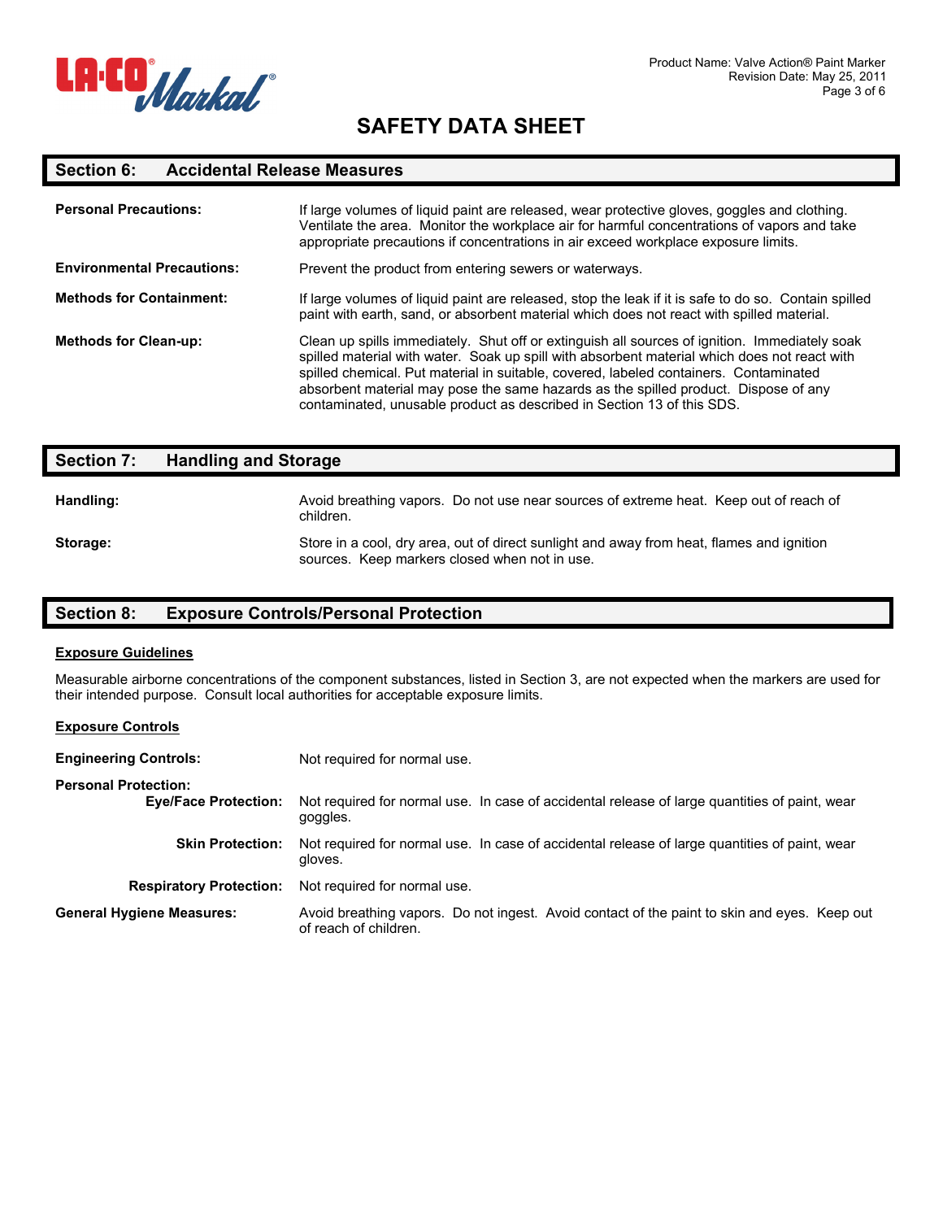# SAFETY DATA SHEET

## Section 6: Accidental Release Measures

**Personal Precautions:** If large volumes of liquid paint are released, wear protective gloves, goggles and clothing. Ventilate the area. Monitor the workplace air for harmful concentrations of vapors and take appropriate precautions if concentrations in air exceed workplace exposure limits.

**Environmental Precautions:** Prevent the product from entering sewers or waterways.

**Methods for Containment:** If large volumes of liquid paint are released, stop the leak if it is safe to do so. Contain spilled paint with earth, sand, or absorbent material which does not react with spilled material.

**Methods for Clean-up:** Clean up spills immediately. Shut off or extinguish all sources of ignition. Immediately soak spilled material with water. Soak up spill with absorbent material which does not react with spilled chemical. Put material in suitable, covered, labeled containers. Contaminated absorbent material may pose the same hazards as the spilled product. Dispose of any contaminated, unusable product as described in Section 13 of this SDS.

## Section 7: Handling and Storage

**Handling:** Avoid breathing vapors. Do not use near sources of extreme heat. Keep out of reach of children.

**Storage:** Store in a cool, dry area, out of direct sunlight and away from heat, flames and ignition sources. Keep markers closed when not in use.

## Section 8: Exposure Controls/Personal Protection

### Exposure Guidelines

Measurable airborne concentrations of the component substances, listed in Section 3, are not expected when the markers are used for their intended purpose. Consult local authorities for acceptable exposure limits.

### Exposure Controls

**Engineering Controls:** Not required for normal use.

**Personal Protection:**

- **Eye/Face Protection:** Not required for normal use. In case of accidental release of large quantities of paint, wear goggles.
- **Skin Protection:** Not required for normal use. In case of accidental release of large quantities of paint, wear gloves.
- **Respiratory Protection:** Not required for normal use.

**General Hygiene Measures:** Avoid breathing vapors. Do not ingest. Avoid contact of the paint to skin and eyes. Keep out of reach of children.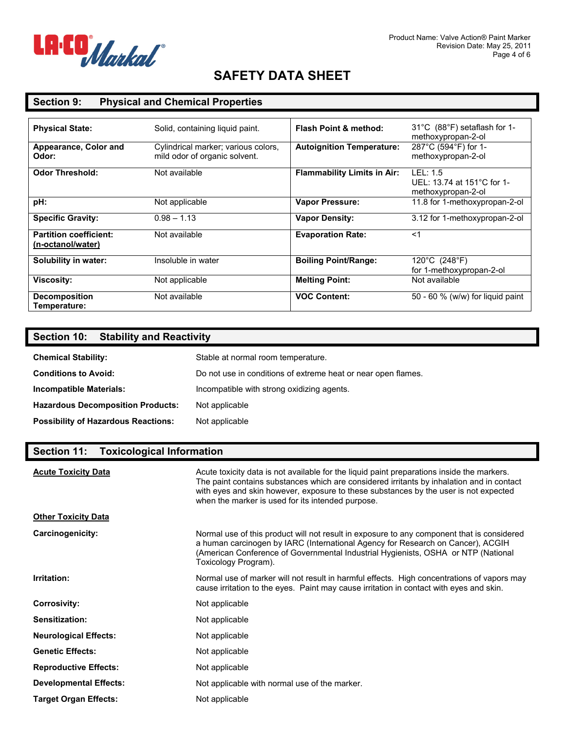# SAFETY DATA SHEET

## Section 9: Physical and Chemical Properties

| | | | |
|---|---|---|---|
| **Physical State:** | Solid, containing liquid paint. | **Flash Point & method:** | 31°C (88°F) setaflash for 1-methoxypropan-2-ol |
| **Appearance, Color and Odor:** | Cylindrical marker; various colors, mild odor of organic solvent. | **Autoignition Temperature:** | 287°C (594°F) for 1-methoxypropan-2-ol |
| **Odor Threshold:** | Not available | **Flammability Limits in Air:** | LEL: 1.5<br>UEL: 13.74 at 151°C for 1-methoxypropan-2-ol |
| **pH:** | Not applicable | **Vapor Pressure:** | 11.8 for 1-methoxypropan-2-ol |
| **Specific Gravity:** | 0.98 – 1.13 | **Vapor Density:** | 3.12 for 1-methoxypropan-2-ol |
| **Partition coefficient: (n-octanol/water)** | Not available | **Evaporation Rate:** | <1 |
| **Solubility in water:** | Insoluble in water | **Boiling Point/Range:** | 120°C (248°F)<br>for 1-methoxypropan-2-ol |
| **Viscosity:** | Not applicable | **Melting Point:** | Not available |
| **Decomposition Temperature:** | Not available | **VOC Content:** | 50 - 60 % (w/w) for liquid paint |

## Section 10: Stability and Reactivity

**Chemical Stability:** Stable at normal room temperature.

**Conditions to Avoid:** Do not use in conditions of extreme heat or near open flames.

**Incompatible Materials:** Incompatible with strong oxidizing agents.

**Hazardous Decomposition Products:** Not applicable

**Possibility of Hazardous Reactions:** Not applicable

## Section 11: Toxicological Information

**Acute Toxicity Data**

Acute toxicity data is not available for the liquid paint preparations inside the markers. The paint contains substances which are considered irritants by inhalation and in contact with eyes and skin however, exposure to these substances by the user is not expected when the marker is used for its intended purpose.

**Other Toxicity Data**

**Carcinogenicity:** Normal use of this product will not result in exposure to any component that is considered a human carcinogen by IARC (International Agency for Research on Cancer), ACGIH (American Conference of Governmental Industrial Hygienists, OSHA or NTP (National Toxicology Program).

**Irritation:** Normal use of marker will not result in harmful effects. High concentrations of vapors may cause irritation to the eyes. Paint may cause irritation in contact with eyes and skin.

**Corrosivity:** Not applicable

**Sensitization:** Not applicable

**Neurological Effects:** Not applicable

**Genetic Effects:** Not applicable

**Reproductive Effects:** Not applicable

**Developmental Effects:** Not applicable with normal use of the marker.

**Target Organ Effects:** Not applicable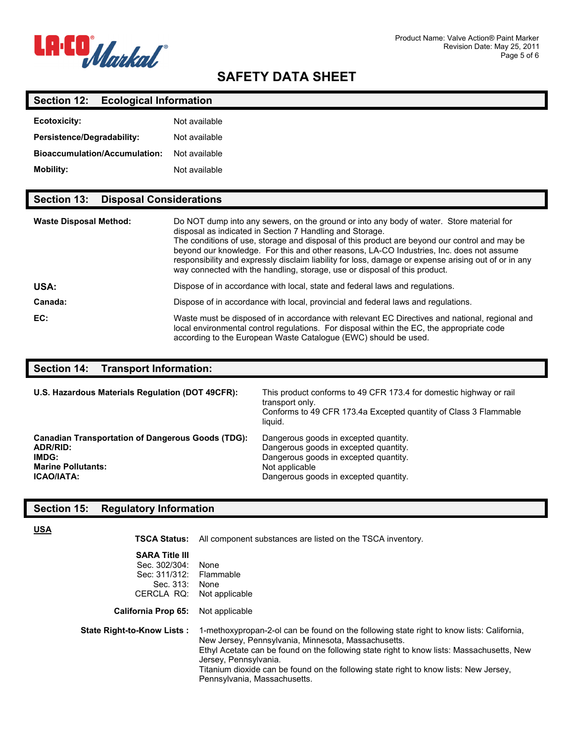# SAFETY DATA SHEET

## Section 12: Ecological Information

**Ecotoxicity:** Not available

**Persistence/Degradability:** Not available

**Bioaccumulation/Accumulation:** Not available

**Mobility:** Not available

## Section 13: Disposal Considerations

**Waste Disposal Method:** Do NOT dump into any sewers, on the ground or into any body of water. Store material for disposal as indicated in Section 7 Handling and Storage.
The conditions of use, storage and disposal of this product are beyond our control and may be beyond our knowledge. For this and other reasons, LA-CO Industries, Inc. does not assume responsibility and expressly disclaim liability for loss, damage or expense arising out of or in any way connected with the handling, storage, use or disposal of this product.

**USA:** Dispose of in accordance with local, state and federal laws and regulations.

**Canada:** Dispose of in accordance with local, provincial and federal laws and regulations.

**EC:** Waste must be disposed of in accordance with relevant EC Directives and national, regional and local environmental control regulations. For disposal within the EC, the appropriate code according to the European Waste Catalogue (EWC) should be used.

## Section 14: Transport Information:

**U.S. Hazardous Materials Regulation (DOT 49CFR):** This product conforms to 49 CFR 173.4 for domestic highway or rail transport only.
Conforms to 49 CFR 173.4a Excepted quantity of Class 3 Flammable liquid.

**Canadian Transportation of Dangerous Goods (TDG):** Dangerous goods in excepted quantity.
**ADR/RID:** Dangerous goods in excepted quantity.
**IMDG:** Dangerous goods in excepted quantity.
**Marine Pollutants:** Not applicable
**ICAO/IATA:** Dangerous goods in excepted quantity.

## Section 15: Regulatory Information

**USA**

**TSCA Status:** All component substances are listed on the TSCA inventory.

**SARA Title III**
Sec. 302/304: None
Sec: 311/312: Flammable
Sec. 313: None
CERCLA RQ: Not applicable

**California Prop 65:** Not applicable

**State Right-to-Know Lists :** 1-methoxypropan-2-ol can be found on the following state right to know lists: California, New Jersey, Pennsylvania, Minnesota, Massachusetts.
Ethyl Acetate can be found on the following state right to know lists: Massachusetts, New Jersey, Pennsylvania.
Titanium dioxide can be found on the following state right to know lists: New Jersey, Pennsylvania, Massachusetts.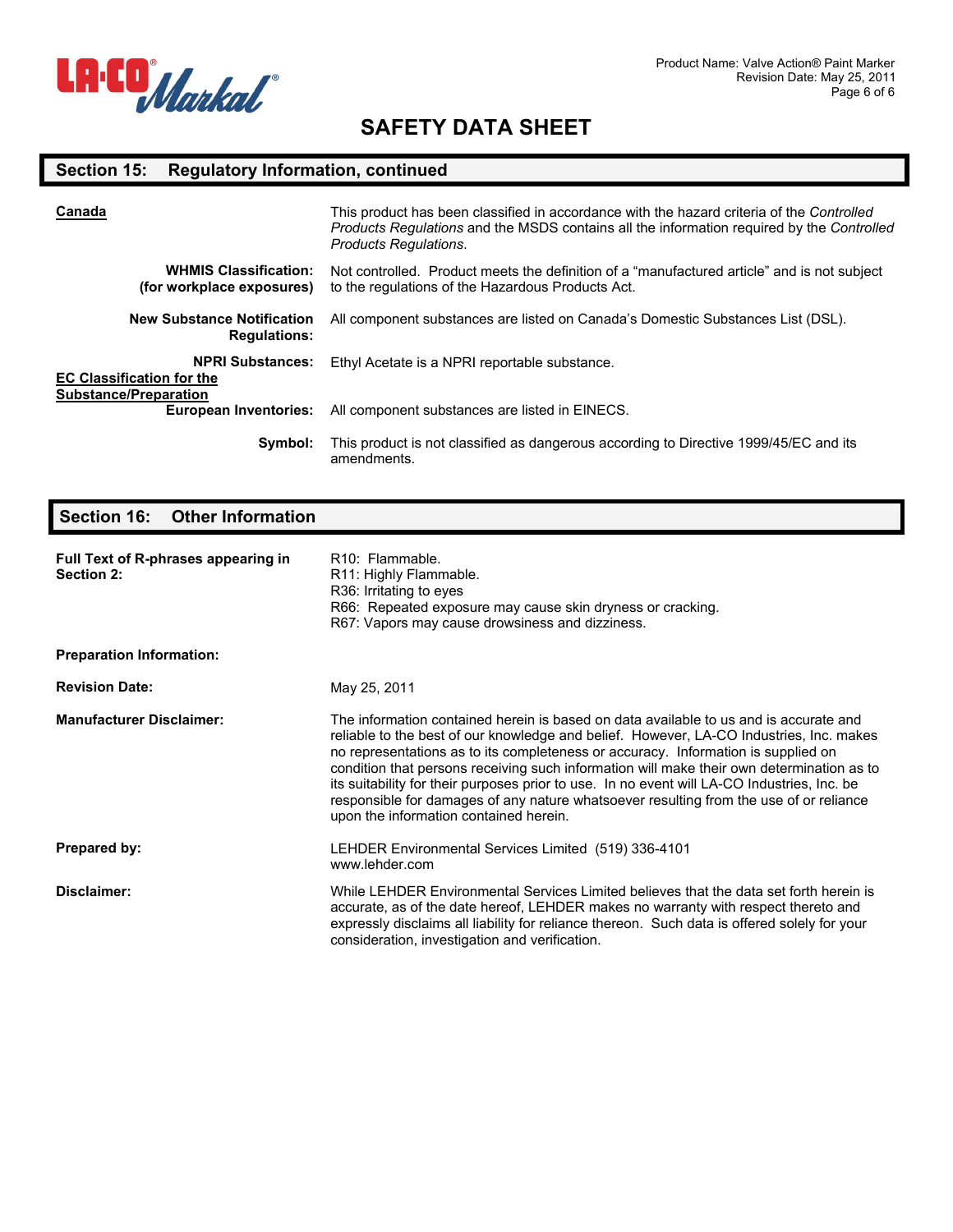# SAFETY DATA SHEET

## Section 15: Regulatory Information, continued

**Canada**

This product has been classified in accordance with the hazard criteria of the *Controlled Products Regulations* and the MSDS contains all the information required by the *Controlled Products Regulations*.

**WHMIS Classification: (for workplace exposures)** Not controlled. Product meets the definition of a "manufactured article" and is not subject to the regulations of the Hazardous Products Act.

**New Substance Notification Regulations:** All component substances are listed on Canada's Domestic Substances List (DSL).

**NPRI Substances:** Ethyl Acetate is a NPRI reportable substance.

**EC Classification for the Substance/Preparation**

**European Inventories:** All component substances are listed in EINECS.

**Symbol:** This product is not classified as dangerous according to Directive 1999/45/EC and its amendments.

## Section 16: Other Information

**Full Text of R-phrases appearing in Section 2:**

R10: Flammable.
R11: Highly Flammable.
R36: Irritating to eyes
R66: Repeated exposure may cause skin dryness or cracking.
R67: Vapors may cause drowsiness and dizziness.

**Preparation Information:**

**Revision Date:** May 25, 2011

**Manufacturer Disclaimer:** The information contained herein is based on data available to us and is accurate and reliable to the best of our knowledge and belief. However, LA-CO Industries, Inc. makes no representations as to its completeness or accuracy. Information is supplied on condition that persons receiving such information will make their own determination as to its suitability for their purposes prior to use. In no event will LA-CO Industries, Inc. be responsible for damages of any nature whatsoever resulting from the use of or reliance upon the information contained herein.

**Prepared by:** LEHDER Environmental Services Limited (519) 336-4101
www.lehder.com

**Disclaimer:** While LEHDER Environmental Services Limited believes that the data set forth herein is accurate, as of the date hereof, LEHDER makes no warranty with respect thereto and expressly disclaims all liability for reliance thereon. Such data is offered solely for your consideration, investigation and verification.